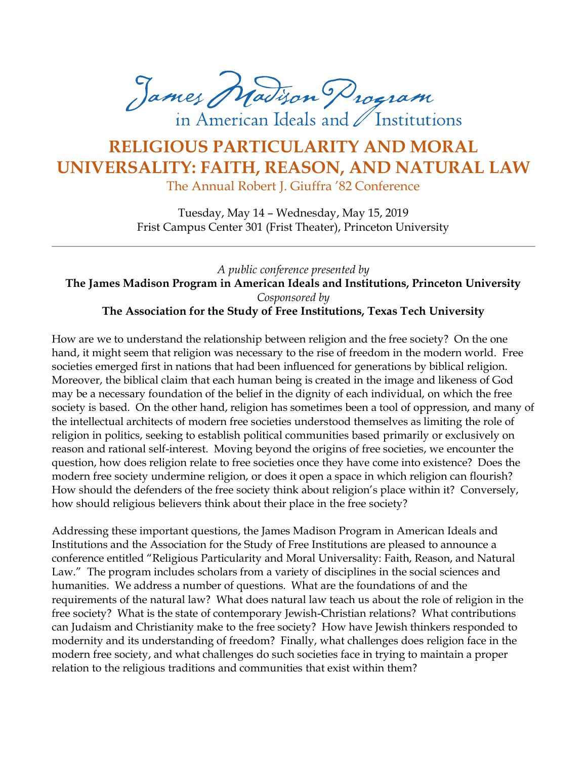James Madison Program
in American Ideals and Institutions

# RELIGIOUS PARTICULARITY AND MORAL UNIVERSALITY: FAITH, REASON, AND NATURAL LAW

The Annual Robert J. Giuffra '82 Conference

Tuesday, May 14 – Wednesday, May 15, 2019
Frist Campus Center 301 (Frist Theater), Princeton University

---

*A public conference presented by*
**The James Madison Program in American Ideals and Institutions, Princeton University**
*Cosponsored by*
**The Association for the Study of Free Institutions, Texas Tech University**

How are we to understand the relationship between religion and the free society? On the one hand, it might seem that religion was necessary to the rise of freedom in the modern world. Free societies emerged first in nations that had been influenced for generations by biblical religion. Moreover, the biblical claim that each human being is created in the image and likeness of God may be a necessary foundation of the belief in the dignity of each individual, on which the free society is based. On the other hand, religion has sometimes been a tool of oppression, and many of the intellectual architects of modern free societies understood themselves as limiting the role of religion in politics, seeking to establish political communities based primarily or exclusively on reason and rational self-interest. Moving beyond the origins of free societies, we encounter the question, how does religion relate to free societies once they have come into existence? Does the modern free society undermine religion, or does it open a space in which religion can flourish? How should the defenders of the free society think about religion's place within it? Conversely, how should religious believers think about their place in the free society?

Addressing these important questions, the James Madison Program in American Ideals and Institutions and the Association for the Study of Free Institutions are pleased to announce a conference entitled "Religious Particularity and Moral Universality: Faith, Reason, and Natural Law." The program includes scholars from a variety of disciplines in the social sciences and humanities. We address a number of questions. What are the foundations of and the requirements of the natural law? What does natural law teach us about the role of religion in the free society? What is the state of contemporary Jewish-Christian relations? What contributions can Judaism and Christianity make to the free society? How have Jewish thinkers responded to modernity and its understanding of freedom? Finally, what challenges does religion face in the modern free society, and what challenges do such societies face in trying to maintain a proper relation to the religious traditions and communities that exist within them?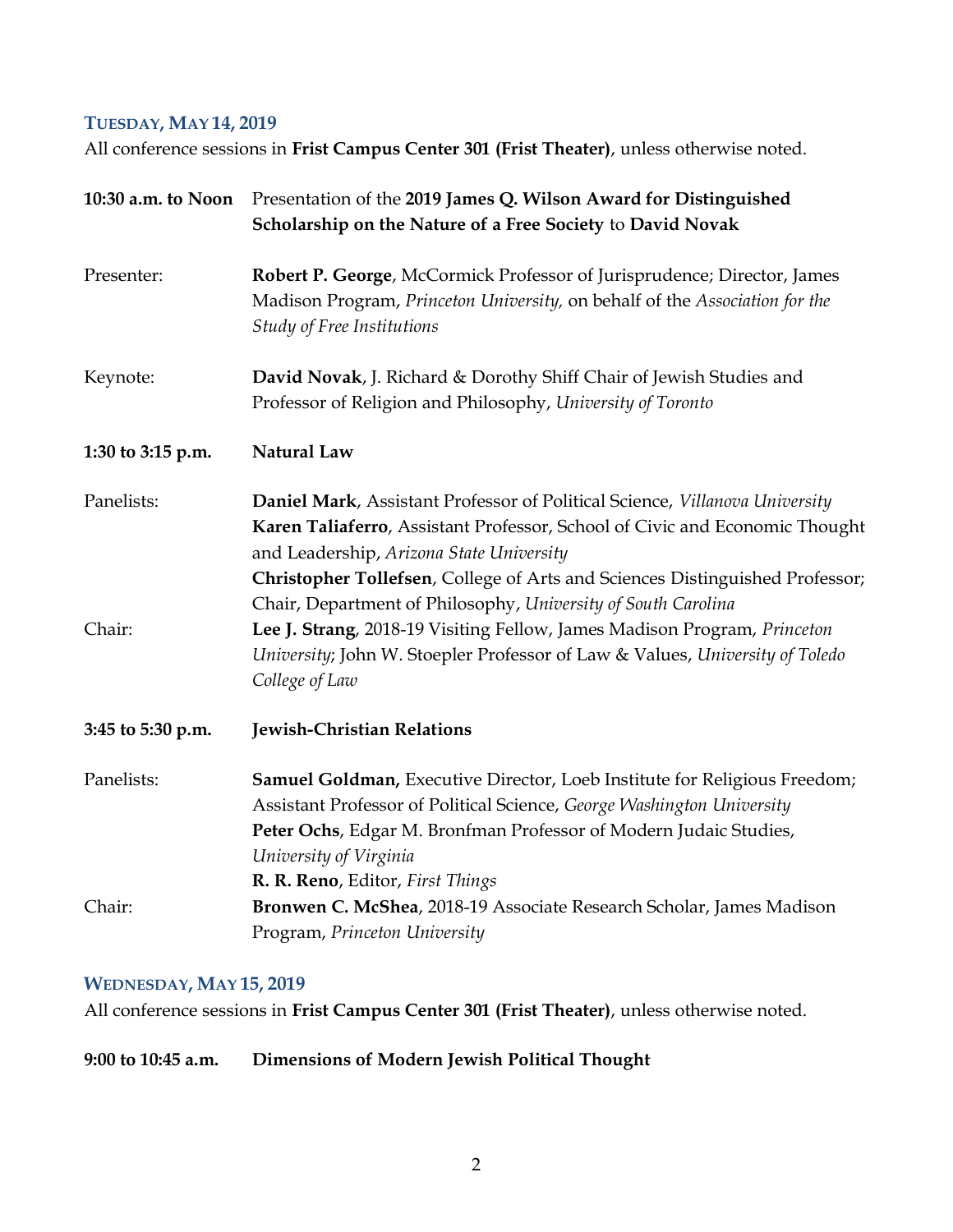### TUESDAY, MAY 14, 2019

All conference sessions in **Frist Campus Center 301 (Frist Theater)**, unless otherwise noted.

**10:30 a.m. to Noon** Presentation of the **2019 James Q. Wilson Award for Distinguished Scholarship on the Nature of a Free Society** to **David Novak**

Presenter: **Robert P. George**, McCormick Professor of Jurisprudence; Director, James Madison Program, *Princeton University,* on behalf of the *Association for the Study of Free Institutions*

Keynote: **David Novak**, J. Richard & Dorothy Shiff Chair of Jewish Studies and Professor of Religion and Philosophy, *University of Toronto*

**1:30 to 3:15 p.m.** **Natural Law**

Panelists:
**Daniel Mark**, Assistant Professor of Political Science, *Villanova University*
**Karen Taliaferro**, Assistant Professor, School of Civic and Economic Thought and Leadership, *Arizona State University*
**Christopher Tollefsen**, College of Arts and Sciences Distinguished Professor; Chair, Department of Philosophy, *University of South Carolina*

Chair: **Lee J. Strang**, 2018-19 Visiting Fellow, James Madison Program, *Princeton University*; John W. Stoepler Professor of Law & Values, *University of Toledo College of Law*

**3:45 to 5:30 p.m.** **Jewish-Christian Relations**

Panelists:
**Samuel Goldman,** Executive Director, Loeb Institute for Religious Freedom; Assistant Professor of Political Science, *George Washington University*
**Peter Ochs**, Edgar M. Bronfman Professor of Modern Judaic Studies, *University of Virginia*
**R. R. Reno**, Editor, *First Things*

Chair: **Bronwen C. McShea**, 2018-19 Associate Research Scholar, James Madison Program, *Princeton University*

### WEDNESDAY, MAY 15, 2019

All conference sessions in **Frist Campus Center 301 (Frist Theater)**, unless otherwise noted.

**9:00 to 10:45 a.m.** **Dimensions of Modern Jewish Political Thought**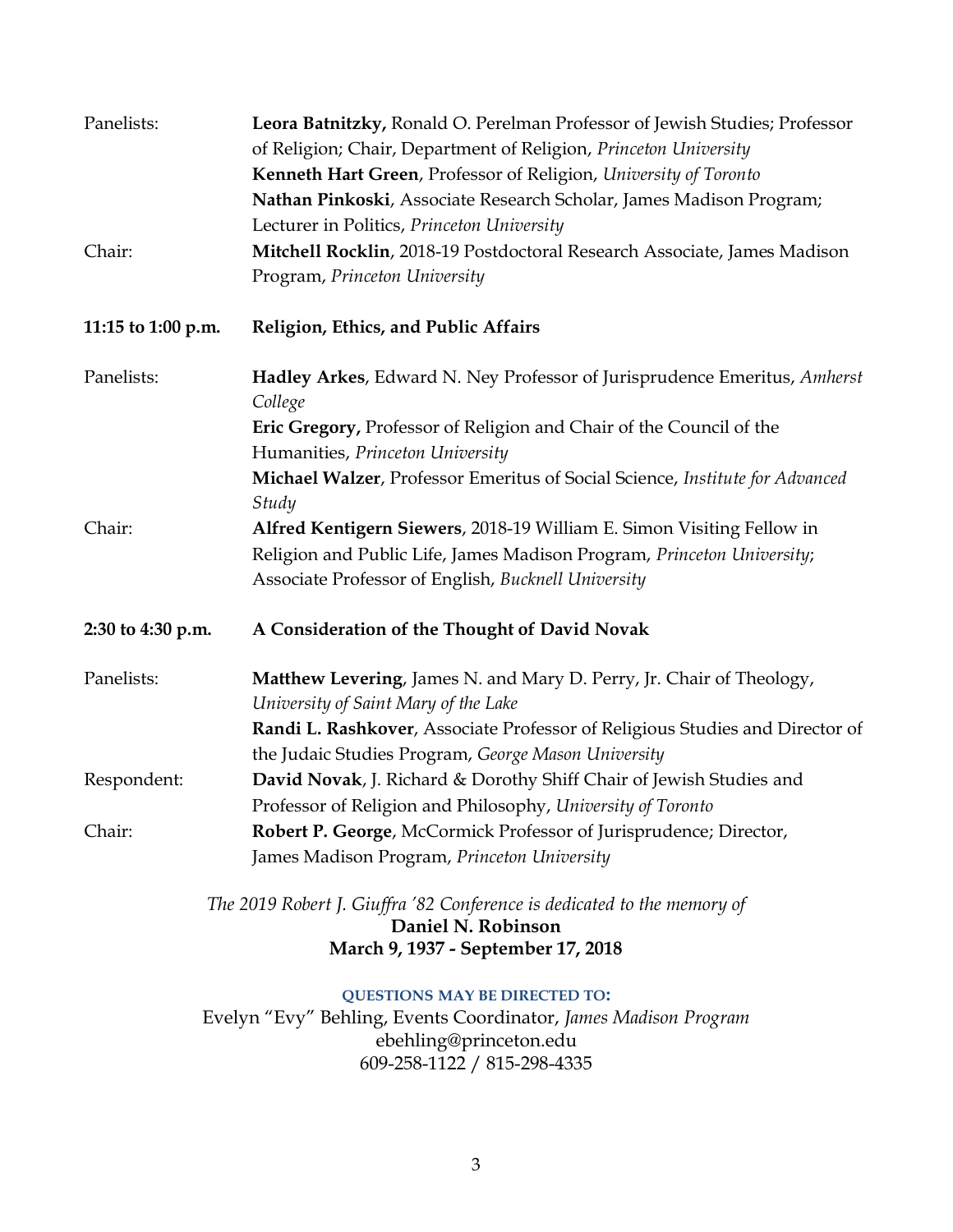Panelists: **Leora Batnitzky,** Ronald O. Perelman Professor of Jewish Studies; Professor of Religion; Chair, Department of Religion, *Princeton University*
**Kenneth Hart Green**, Professor of Religion, *University of Toronto*
**Nathan Pinkoski**, Associate Research Scholar, James Madison Program; Lecturer in Politics, *Princeton University*

Chair: **Mitchell Rocklin**, 2018-19 Postdoctoral Research Associate, James Madison Program, *Princeton University*

**11:15 to 1:00 p.m.** **Religion, Ethics, and Public Affairs**

Panelists: **Hadley Arkes**, Edward N. Ney Professor of Jurisprudence Emeritus, *Amherst College*
**Eric Gregory,** Professor of Religion and Chair of the Council of the Humanities, *Princeton University*
**Michael Walzer**, Professor Emeritus of Social Science, *Institute for Advanced Study*

Chair: **Alfred Kentigern Siewers**, 2018-19 William E. Simon Visiting Fellow in Religion and Public Life, James Madison Program, *Princeton University*; Associate Professor of English, *Bucknell University*

**2:30 to 4:30 p.m.** **A Consideration of the Thought of David Novak**

Panelists: **Matthew Levering**, James N. and Mary D. Perry, Jr. Chair of Theology, *University of Saint Mary of the Lake*
**Randi L. Rashkover**, Associate Professor of Religious Studies and Director of the Judaic Studies Program, *George Mason University*

Respondent: **David Novak**, J. Richard & Dorothy Shiff Chair of Jewish Studies and Professor of Religion and Philosophy, *University of Toronto*

Chair: **Robert P. George**, McCormick Professor of Jurisprudence; Director, James Madison Program, *Princeton University*

*The 2019 Robert J. Giuffra '82 Conference is dedicated to the memory of*
**Daniel N. Robinson**
**March 9, 1937 - September 17, 2018**

**QUESTIONS MAY BE DIRECTED TO:**

Evelyn "Evy" Behling, Events Coordinator, *James Madison Program*
ebehling@princeton.edu
609-258-1122 / 815-298-4335